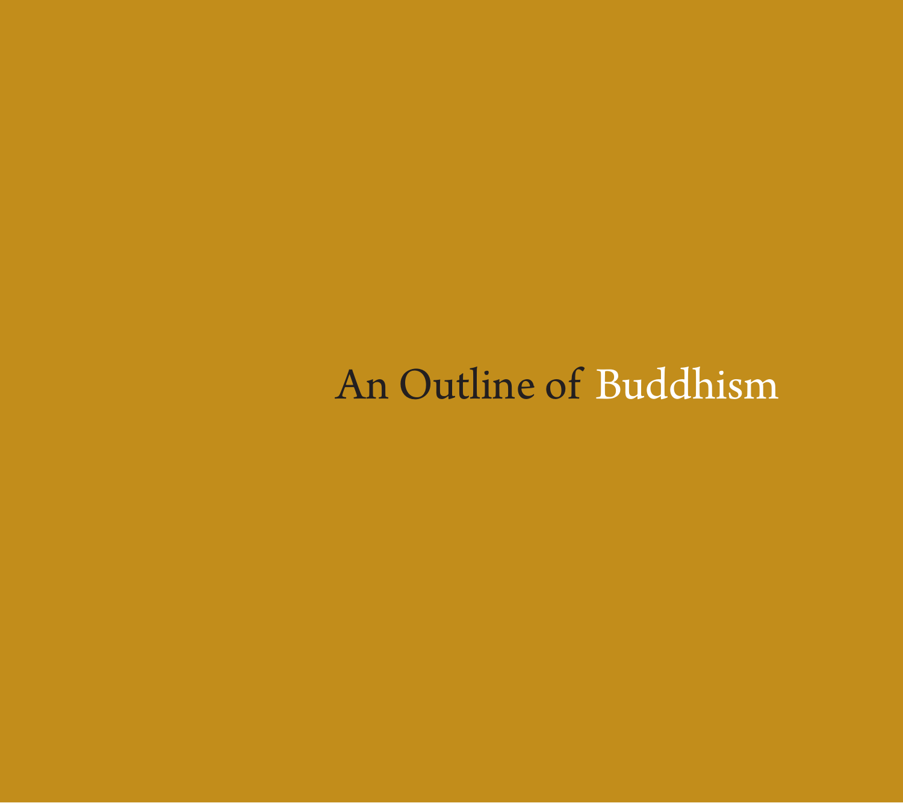# An Outline of Buddhism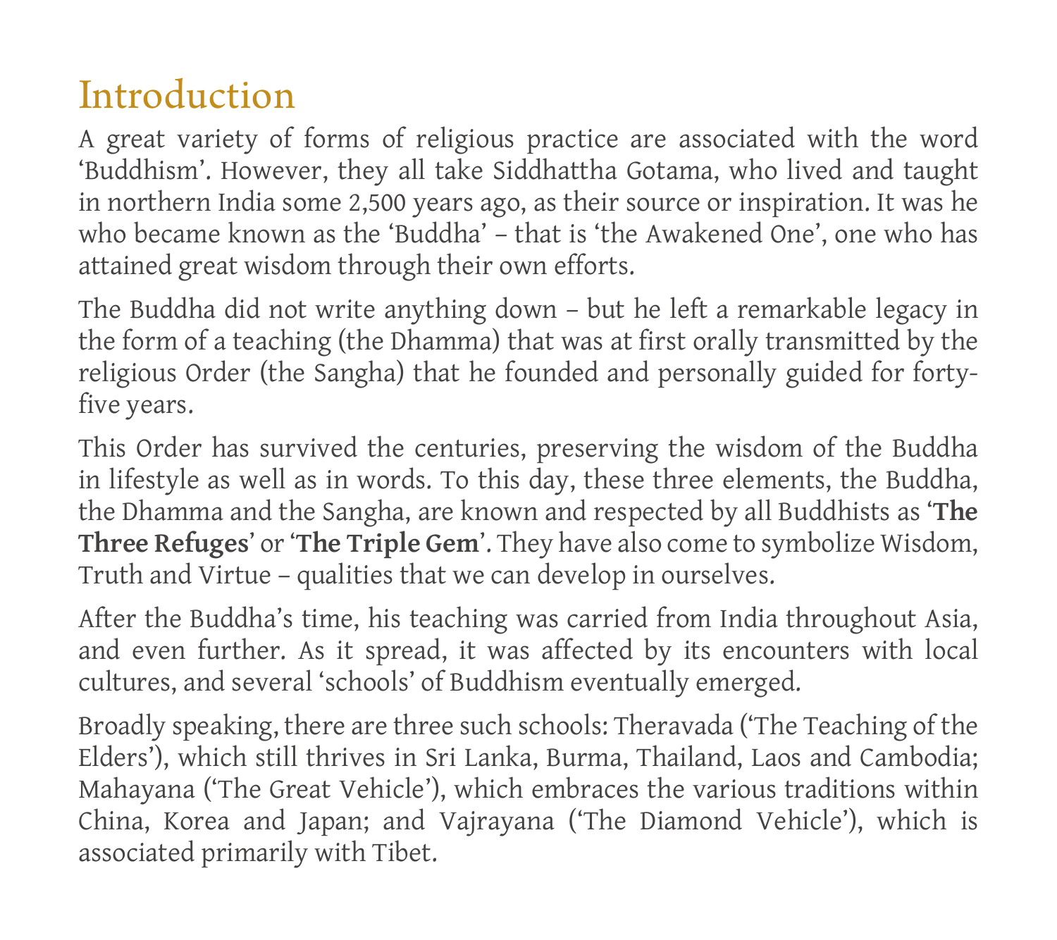## Introduction

A great variety of forms of religious practice are associated with the word 'Buddhism'. However, they all take Siddhattha Gotama, who lived and taught in northern India some 2,500 years ago, as their source or inspiration. It was he who became known as the 'Buddha' – that is 'the Awakened One', one who has attained great wisdom through their own efforts.

The Buddha did not write anything down – but he left a remarkable legacy in the form of a teaching (the Dhamma) that was at first orally transmitted by the religious Order (the Sangha) that he founded and personally guided for forty-five years.

This Order has survived the centuries, preserving the wisdom of the Buddha in lifestyle as well as in words. To this day, these three elements, the Buddha, the Dhamma and the Sangha, are known and respected by all Buddhists as '**The Three Refuges**' or '**The Triple Gem**'. They have also come to symbolize Wisdom, Truth and Virtue – qualities that we can develop in ourselves.

After the Buddha's time, his teaching was carried from India throughout Asia, and even further. As it spread, it was affected by its encounters with local cultures, and several 'schools' of Buddhism eventually emerged.

Broadly speaking, there are three such schools: Theravada ('The Teaching of the Elders'), which still thrives in Sri Lanka, Burma, Thailand, Laos and Cambodia; Mahayana ('The Great Vehicle'), which embraces the various traditions within China, Korea and Japan; and Vajrayana ('The Diamond Vehicle'), which is associated primarily with Tibet.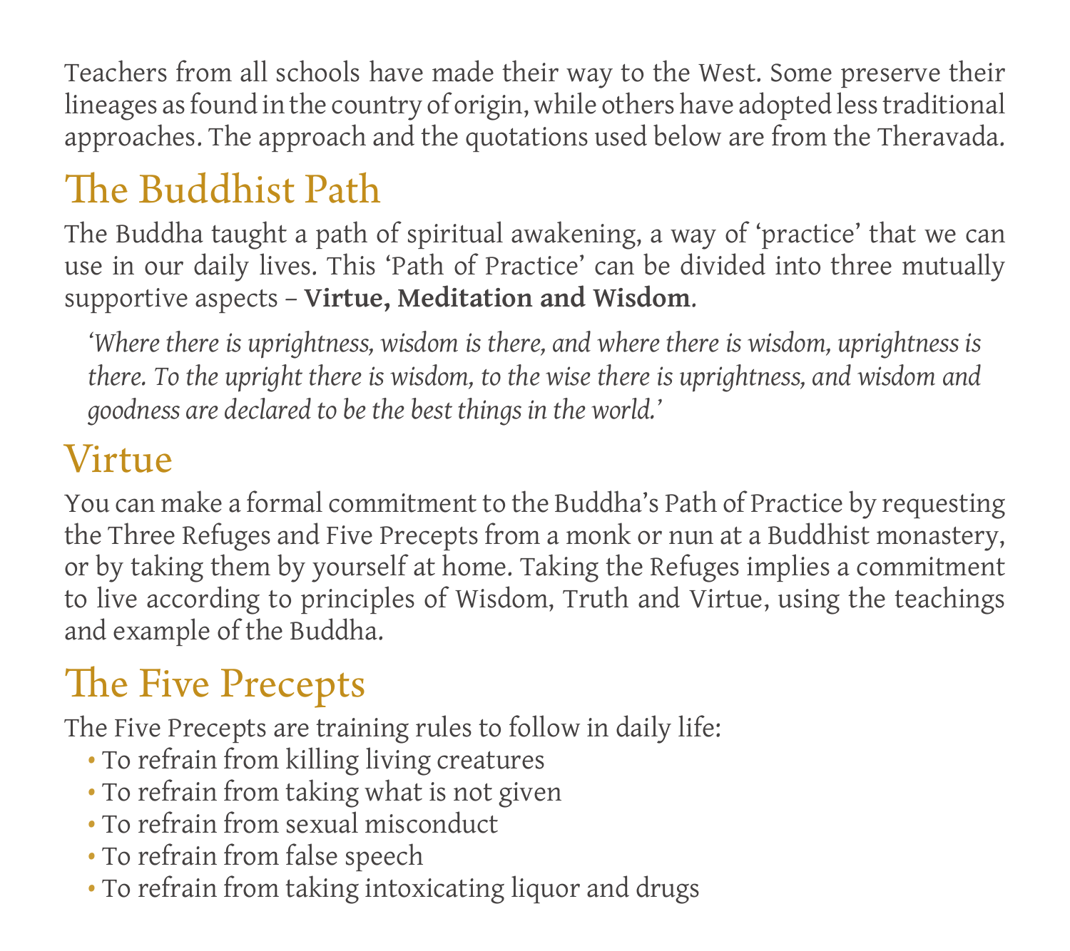Teachers from all schools have made their way to the West. Some preserve their lineages as found in the country of origin, while others have adopted less traditional approaches. The approach and the quotations used below are from the Theravada.

## The Buddhist Path

The Buddha taught a path of spiritual awakening, a way of 'practice' that we can use in our daily lives. This 'Path of Practice' can be divided into three mutually supportive aspects – **Virtue, Meditation and Wisdom**.

> *'Where there is uprightness, wisdom is there, and where there is wisdom, uprightness is there. To the upright there is wisdom, to the wise there is uprightness, and wisdom and goodness are declared to be the best things in the world.'*

## Virtue

You can make a formal commitment to the Buddha's Path of Practice by requesting the Three Refuges and Five Precepts from a monk or nun at a Buddhist monastery, or by taking them by yourself at home. Taking the Refuges implies a commitment to live according to principles of Wisdom, Truth and Virtue, using the teachings and example of the Buddha.

## The Five Precepts

The Five Precepts are training rules to follow in daily life:

- To refrain from killing living creatures
- To refrain from taking what is not given
- To refrain from sexual misconduct
- To refrain from false speech
- To refrain from taking intoxicating liquor and drugs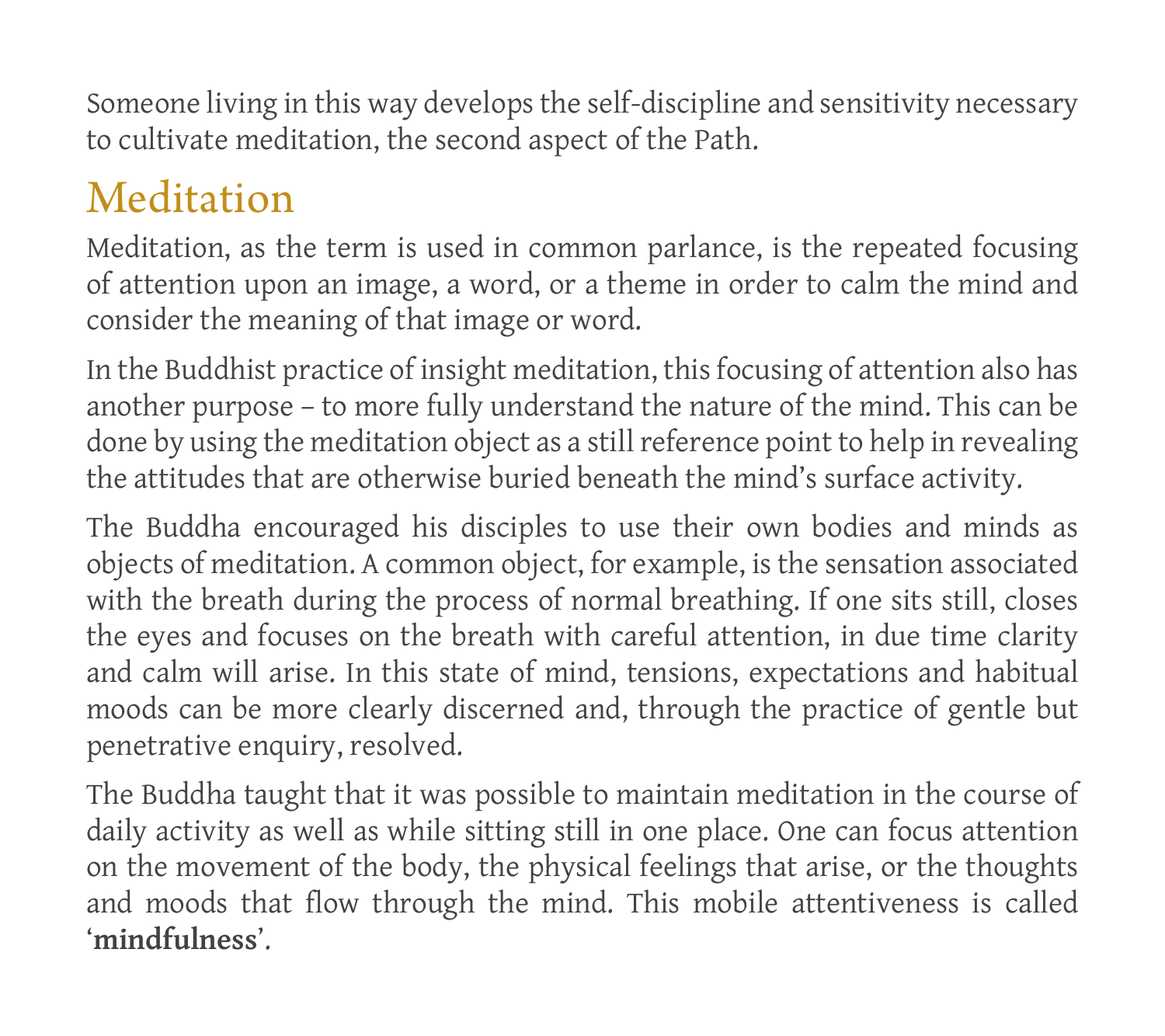Someone living in this way develops the self-discipline and sensitivity necessary to cultivate meditation, the second aspect of the Path.

## Meditation

Meditation, as the term is used in common parlance, is the repeated focusing of attention upon an image, a word, or a theme in order to calm the mind and consider the meaning of that image or word.

In the Buddhist practice of insight meditation, this focusing of attention also has another purpose – to more fully understand the nature of the mind. This can be done by using the meditation object as a still reference point to help in revealing the attitudes that are otherwise buried beneath the mind's surface activity.

The Buddha encouraged his disciples to use their own bodies and minds as objects of meditation. A common object, for example, is the sensation associated with the breath during the process of normal breathing. If one sits still, closes the eyes and focuses on the breath with careful attention, in due time clarity and calm will arise. In this state of mind, tensions, expectations and habitual moods can be more clearly discerned and, through the practice of gentle but penetrative enquiry, resolved.

The Buddha taught that it was possible to maintain meditation in the course of daily activity as well as while sitting still in one place. One can focus attention on the movement of the body, the physical feelings that arise, or the thoughts and moods that flow through the mind. This mobile attentiveness is called '**mindfulness**'.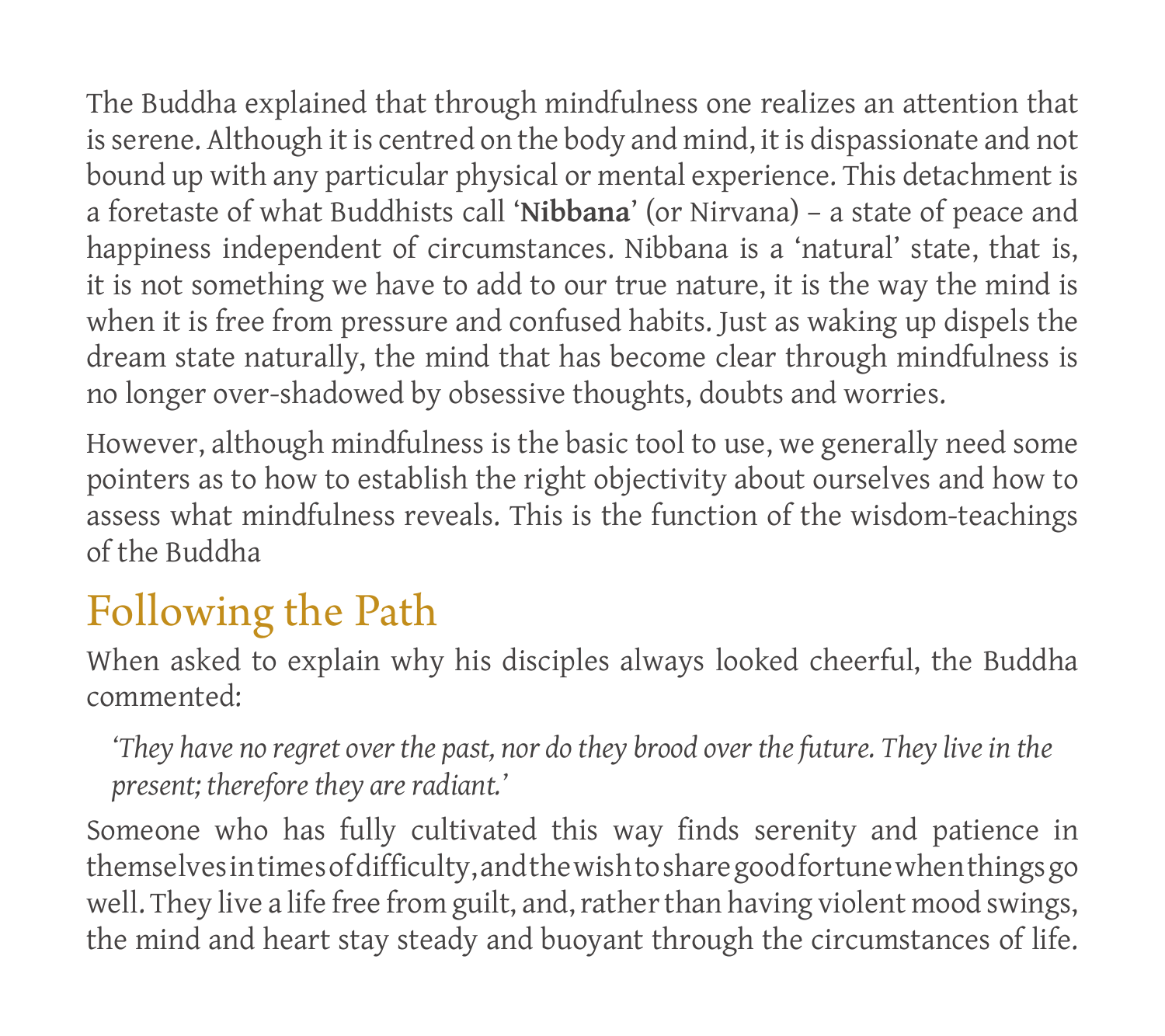The Buddha explained that through mindfulness one realizes an attention that is serene. Although it is centred on the body and mind, it is dispassionate and not bound up with any particular physical or mental experience. This detachment is a foretaste of what Buddhists call '**Nibbana**' (or Nirvana) – a state of peace and happiness independent of circumstances. Nibbana is a 'natural' state, that is, it is not something we have to add to our true nature, it is the way the mind is when it is free from pressure and confused habits. Just as waking up dispels the dream state naturally, the mind that has become clear through mindfulness is no longer over-shadowed by obsessive thoughts, doubts and worries.

However, although mindfulness is the basic tool to use, we generally need some pointers as to how to establish the right objectivity about ourselves and how to assess what mindfulness reveals. This is the function of the wisdom-teachings of the Buddha

## Following the Path

When asked to explain why his disciples always looked cheerful, the Buddha commented:

> *'They have no regret over the past, nor do they brood over the future. They live in the present; therefore they are radiant.'*

Someone who has fully cultivated this way finds serenity and patience in themselves in times of difficulty, and the wish to share good fortune when things go well. They live a life free from guilt, and, rather than having violent mood swings, the mind and heart stay steady and buoyant through the circumstances of life.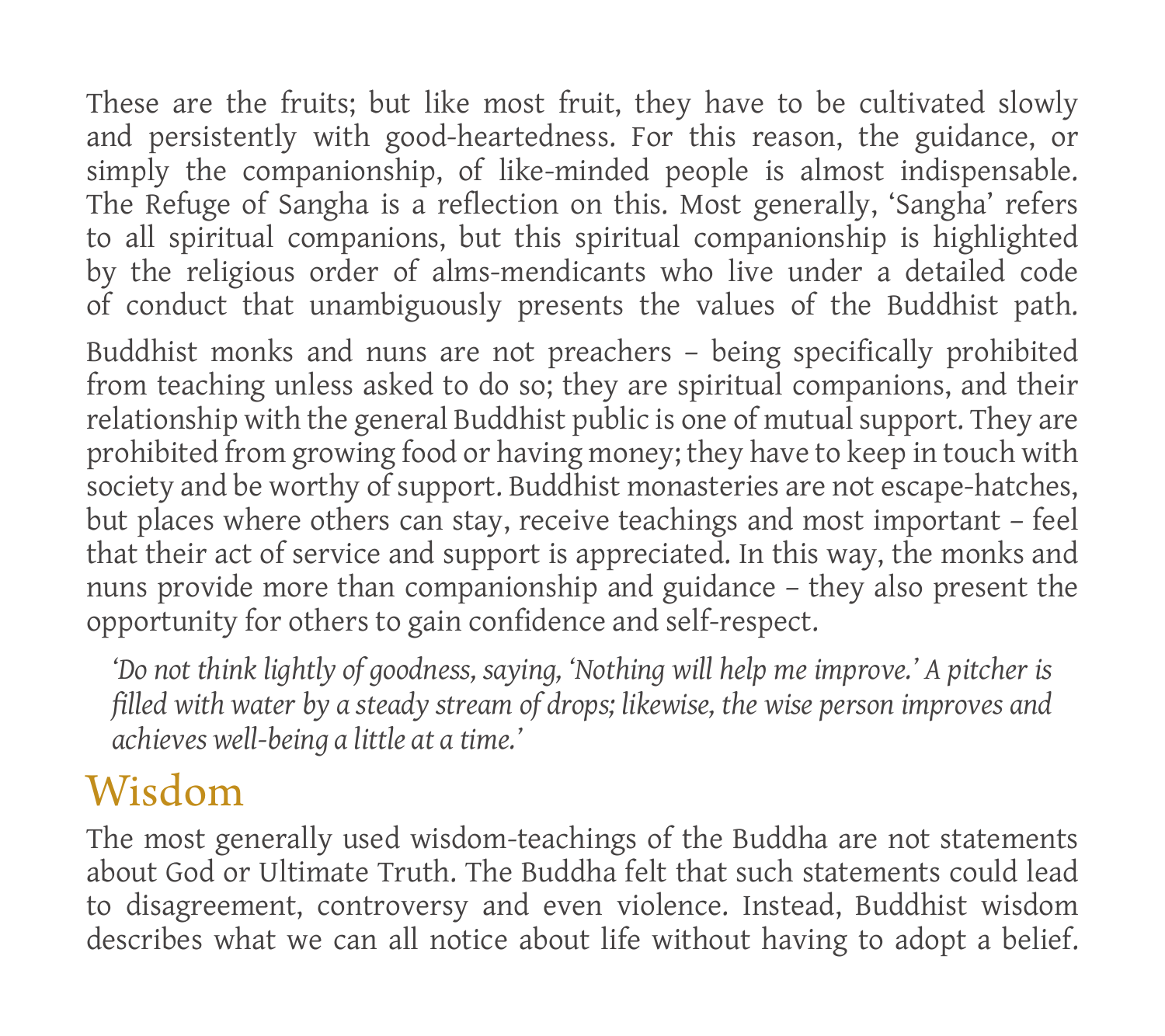These are the fruits; but like most fruit, they have to be cultivated slowly and persistently with good-heartedness. For this reason, the guidance, or simply the companionship, of like-minded people is almost indispensable. The Refuge of Sangha is a reflection on this. Most generally, ‘Sangha’ refers to all spiritual companions, but this spiritual companionship is highlighted by the religious order of alms-mendicants who live under a detailed code of conduct that unambiguously presents the values of the Buddhist path.

Buddhist monks and nuns are not preachers – being specifically prohibited from teaching unless asked to do so; they are spiritual companions, and their relationship with the general Buddhist public is one of mutual support. They are prohibited from growing food or having money; they have to keep in touch with society and be worthy of support. Buddhist monasteries are not escape-hatches, but places where others can stay, receive teachings and most important – feel that their act of service and support is appreciated. In this way, the monks and nuns provide more than companionship and guidance – they also present the opportunity for others to gain confidence and self-respect.

> *‘Do not think lightly of goodness, saying, ‘Nothing will help me improve.’ A pitcher is filled with water by a steady stream of drops; likewise, the wise person improves and achieves well-being a little at a time.’*

## Wisdom

The most generally used wisdom-teachings of the Buddha are not statements about God or Ultimate Truth. The Buddha felt that such statements could lead to disagreement, controversy and even violence. Instead, Buddhist wisdom describes what we can all notice about life without having to adopt a belief.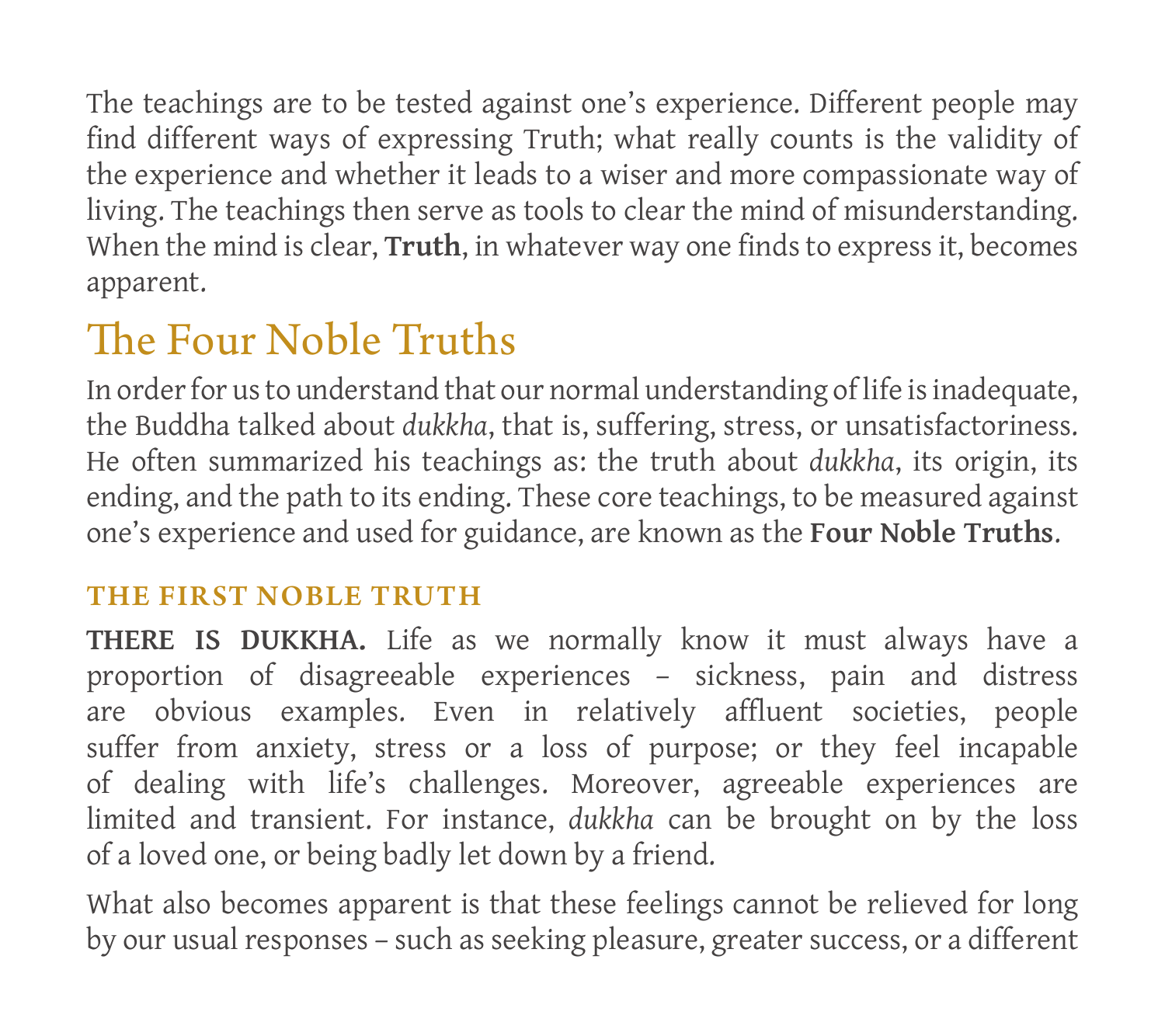The teachings are to be tested against one's experience. Different people may find different ways of expressing Truth; what really counts is the validity of the experience and whether it leads to a wiser and more compassionate way of living. The teachings then serve as tools to clear the mind of misunderstanding. When the mind is clear, **Truth**, in whatever way one finds to express it, becomes apparent.

## The Four Noble Truths

In order for us to understand that our normal understanding of life is inadequate, the Buddha talked about *dukkha*, that is, suffering, stress, or unsatisfactoriness. He often summarized his teachings as: the truth about *dukkha*, its origin, its ending, and the path to its ending. These core teachings, to be measured against one's experience and used for guidance, are known as the **Four Noble Truths**.

### THE FIRST NOBLE TRUTH

**THERE IS DUKKHA.** Life as we normally know it must always have a proportion of disagreeable experiences – sickness, pain and distress are obvious examples. Even in relatively affluent societies, people suffer from anxiety, stress or a loss of purpose; or they feel incapable of dealing with life's challenges. Moreover, agreeable experiences are limited and transient. For instance, *dukkha* can be brought on by the loss of a loved one, or being badly let down by a friend.

What also becomes apparent is that these feelings cannot be relieved for long by our usual responses – such as seeking pleasure, greater success, or a different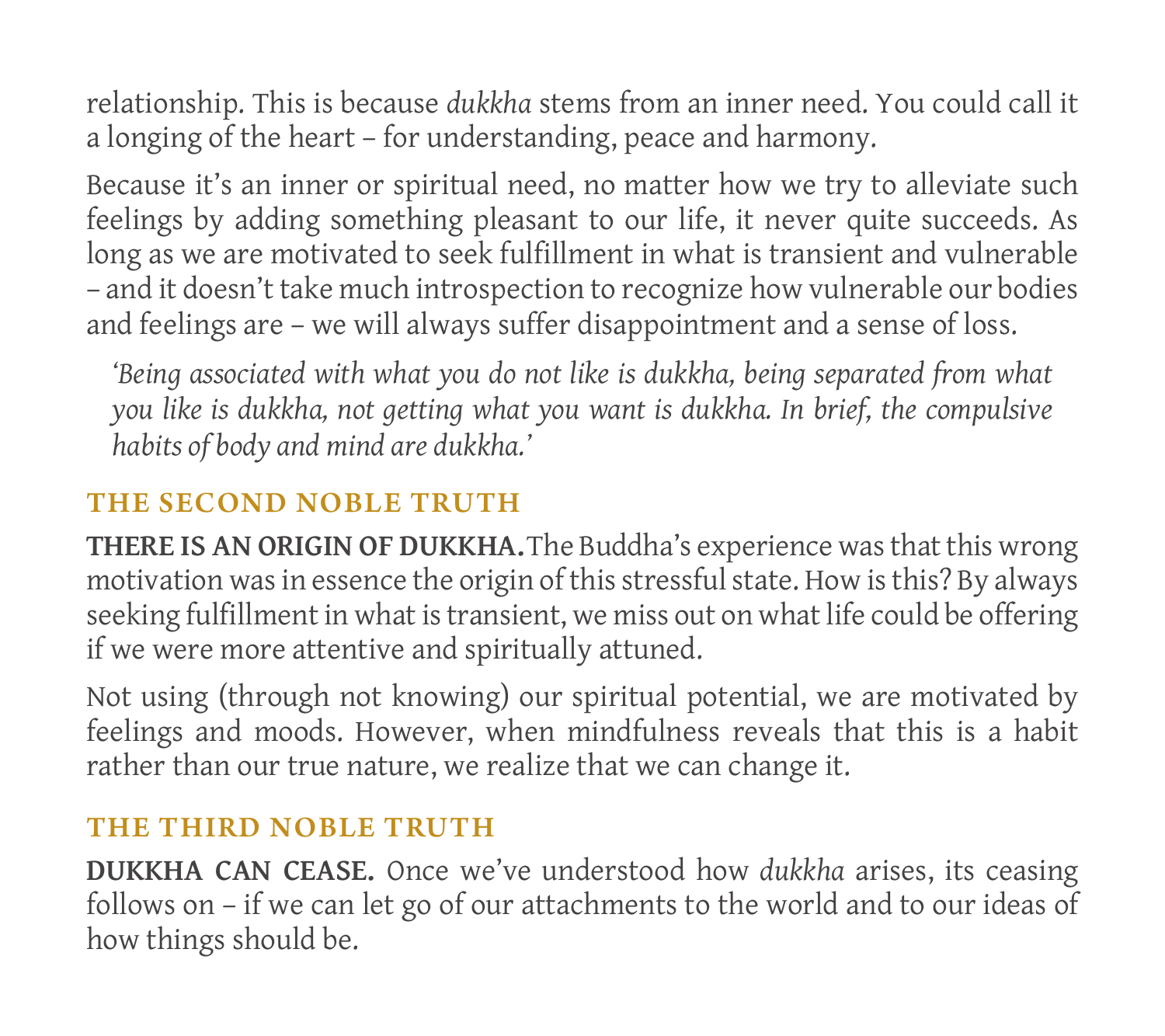relationship. This is because *dukkha* stems from an inner need. You could call it a longing of the heart – for understanding, peace and harmony.

Because it's an inner or spiritual need, no matter how we try to alleviate such feelings by adding something pleasant to our life, it never quite succeeds. As long as we are motivated to seek fulfillment in what is transient and vulnerable – and it doesn't take much introspection to recognize how vulnerable our bodies and feelings are – we will always suffer disappointment and a sense of loss.

> *'Being associated with what you do not like is dukkha, being separated from what you like is dukkha, not getting what you want is dukkha. In brief, the compulsive habits of body and mind are dukkha.'*

## THE SECOND NOBLE TRUTH

**THERE IS AN ORIGIN OF DUKKHA.** The Buddha's experience was that this wrong motivation was in essence the origin of this stressful state. How is this? By always seeking fulfillment in what is transient, we miss out on what life could be offering if we were more attentive and spiritually attuned.

Not using (through not knowing) our spiritual potential, we are motivated by feelings and moods. However, when mindfulness reveals that this is a habit rather than our true nature, we realize that we can change it.

## THE THIRD NOBLE TRUTH

**DUKKHA CAN CEASE.** Once we've understood how *dukkha* arises, its ceasing follows on – if we can let go of our attachments to the world and to our ideas of how things should be.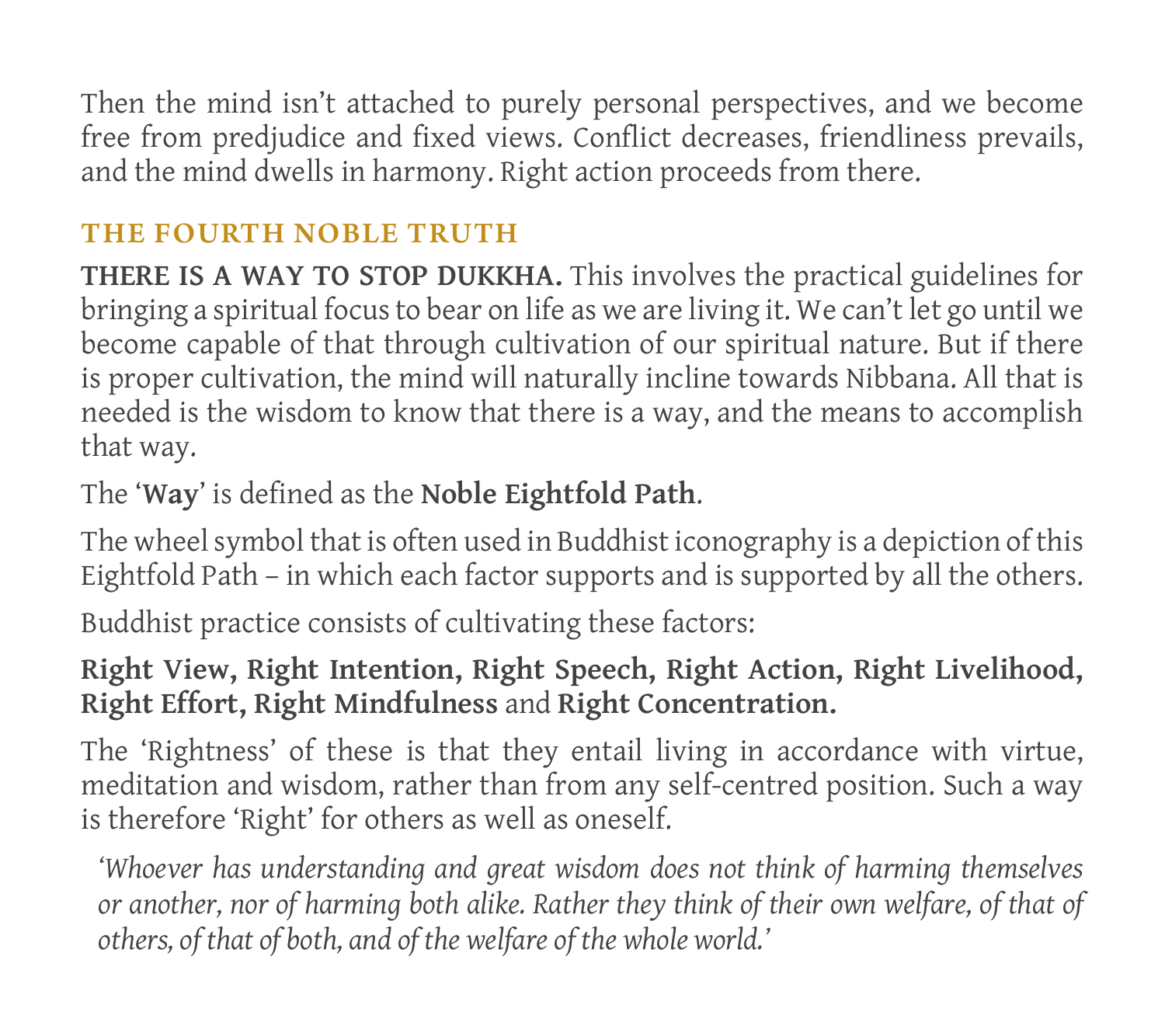Then the mind isn't attached to purely personal perspectives, and we become free from predjudice and fixed views. Conflict decreases, friendliness prevails, and the mind dwells in harmony. Right action proceeds from there.

## THE FOURTH NOBLE TRUTH

**THERE IS A WAY TO STOP DUKKHA.** This involves the practical guidelines for bringing a spiritual focus to bear on life as we are living it. We can't let go until we become capable of that through cultivation of our spiritual nature. But if there is proper cultivation, the mind will naturally incline towards Nibbana. All that is needed is the wisdom to know that there is a way, and the means to accomplish that way.

The '**Way**' is defined as the **Noble Eightfold Path**.

The wheel symbol that is often used in Buddhist iconography is a depiction of this Eightfold Path – in which each factor supports and is supported by all the others.

Buddhist practice consists of cultivating these factors:

**Right View, Right Intention, Right Speech, Right Action, Right Livelihood, Right Effort, Right Mindfulness** and **Right Concentration.**

The 'Rightness' of these is that they entail living in accordance with virtue, meditation and wisdom, rather than from any self-centred position. Such a way is therefore 'Right' for others as well as oneself.

> *'Whoever has understanding and great wisdom does not think of harming themselves or another, nor of harming both alike. Rather they think of their own welfare, of that of others, of that of both, and of the welfare of the whole world.'*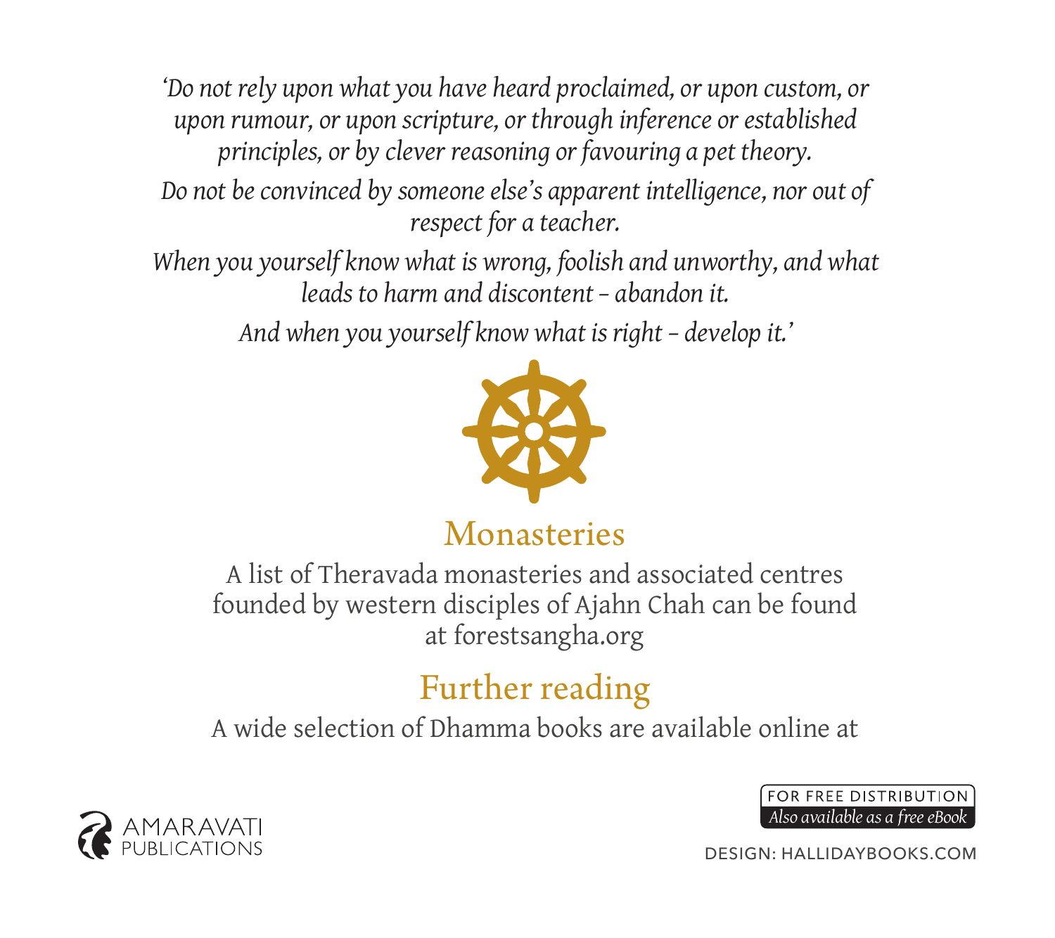*'Do not rely upon what you have heard proclaimed, or upon custom, or upon rumour, or upon scripture, or through inference or established principles, or by clever reasoning or favouring a pet theory.*

*Do not be convinced by someone else's apparent intelligence, nor out of respect for a teacher.*

*When you yourself know what is wrong, foolish and unworthy, and what leads to harm and discontent – abandon it.*

*And when you yourself know what is right – develop it.'*

## Monasteries

A list of Theravada monasteries and associated centres founded by western disciples of Ajahn Chah can be found at forestsangha.org

## Further reading

A wide selection of Dhamma books are available online at

AMARAVATI PUBLICATIONS

FOR FREE DISTRIBUTION
*Also available as a free eBook*

DESIGN: HALLIDAYBOOKS.COM